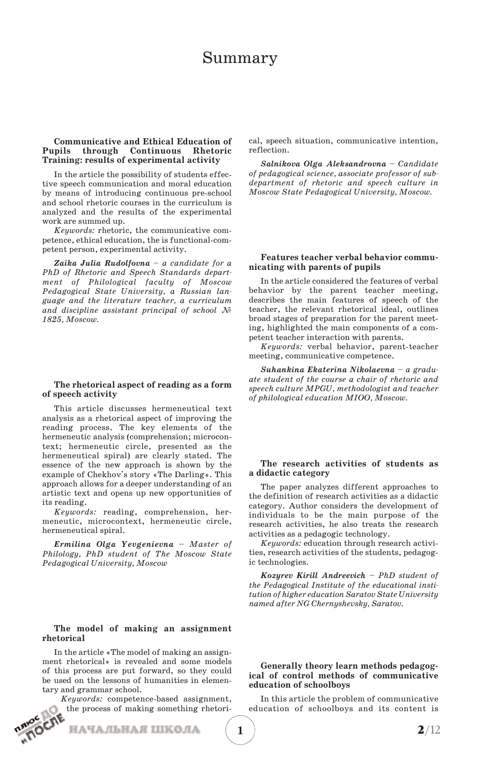# Summary

### Communicative and Ethical Education of Pupils through Continuous Rhetoric Training: results of experimental activity

In the article the possibility of students effective speech communication and moral education by means of introducing continuous pre-school and school rhetoric courses in the curriculum is analyzed and the results of the experimental work are summed up.

*Keywords:* rhetoric, the communicative competence, ethical education, the is functional-competent person, experimental activity.

***Zaika Julia Rudolfovna*** *– a candidate for a PhD of Rhetoric and Speech Standards department of Philological faculty of Moscow Pedagogical State University, a Russian language and the literature teacher, a curriculum and discipline assistant principal of school № 1825, Moscow.*

### The rhetorical aspect of reading as a form of speech activity

This article discusses hermeneutical text analysis as a rhetorical aspect of improving the reading process. The key elements of the hermeneutic analysis (comprehension; microcontext; hermeneutic circle, presented as the hermeneutical spiral) are clearly stated. The essence of the new approach is shown by the example of Chekhov's story «The Darling«. This approach allows for a deeper understanding of an artistic text and opens up new opportunities of its reading.

*Keywords:* reading, comprehension, hermeneutic, microcontext, hermeneutic circle, hermeneutical spiral.

***Ermilina Olga Yevgenievna*** *– Master of Philology, PhD student of The Moscow State Pedagogical University, Moscow*

### The model of making an assignment rhetorical

In the article «The model of making an assignment rhetorical» is revealed and some models of this process are put forward, so they could be used on the lessons of humanities in elementary and grammar school.

*Keywords:* competence-based assignment, the process of making something rhetorical, speech situation, communicative intention, reflection.

***Salnikova Olga Aleksandrovna*** *– Candidate of pedagogical science, associate professor of subdepartment of rhetoric and speech culture in Moscow State Pedagogical University, Moscow.*

### Features teacher verbal behavior communicating with parents of pupils

In the article considered the features of verbal behavior by the parent teacher meeting, describes the main features of speech of the teacher, the relevant rhetorical ideal, outlines broad stages of preparation for the parent meeting, highlighted the main components of a competent teacher interaction with parents.

*Keywords:* verbal behavior, parent-teacher meeting, communicative competence.

***Suhankina Ekaterina Nikolaevna*** *– a graduate student of the course a chair of rhetoric and speech culture MPGU, methodologist and teacher of philological education MIOO, Moscow.*

### The research activities of students as a didactic category

The paper analyzes different approaches to the definition of research activities as a didactic category. Author considers the development of individuals to be the main purpose of the research activities, he also treats the research activities as a pedagogic technology.

*Keywords:* education through research activities, research activities of the students, pedagogic technologies.

***Kozyrev Kirill Andreevich*** *– PhD student of the Pedagogical Institute of the educational institution of higher education Saratov State University named after NG Chernyshevsky, Saratov.*

### Generally theory learn methods pedagogical of control methods of communicative education of schoolboys

In this article the problem of communicative education of schoolboys and its content is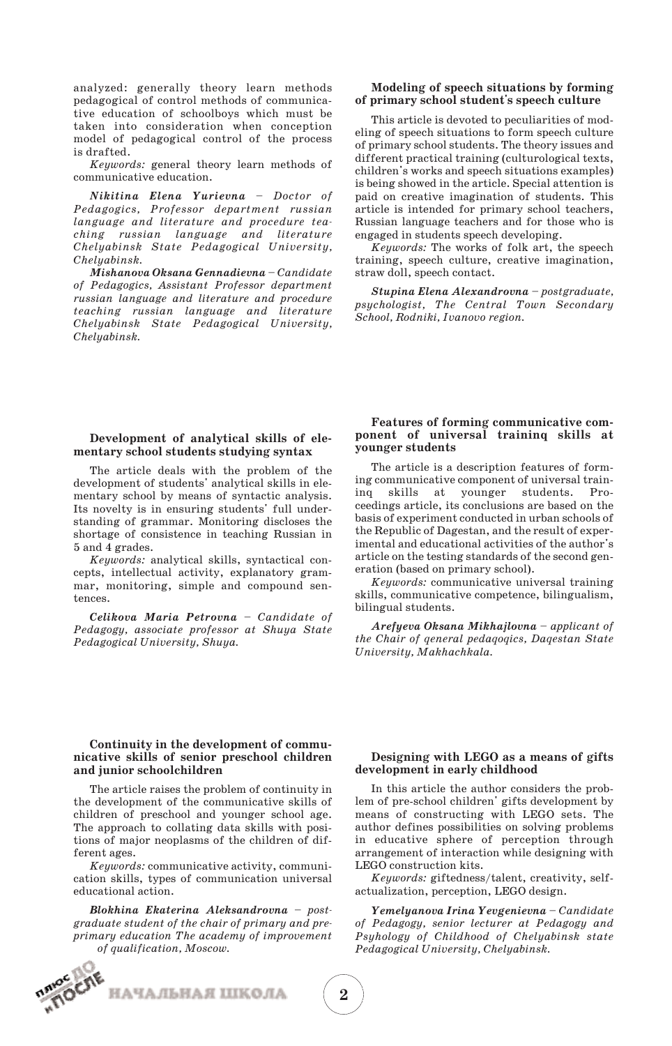analyzed: generally theory learn methods pedagogical of control methods of communicative education of schoolboys which must be taken into consideration when conception model of pedagogical control of the process is drafted.

*Keywords:* general theory learn methods of communicative education.

***Nikitina Elena Yurievna*** *– Doctor of Pedagogics, Professor department russian language and literature and procedure teaching russian language and literature Chelyabinsk State Pedagogical University, Chelyabinsk.*

***Mishanova Oksana Gennadievna*** *– Candidate of Pedagogics, Assistant Professor department russian language and literature and procedure teaching russian language and literature Chelyabinsk State Pedagogical University, Chelyabinsk.*

### Modeling of speech situations by forming of primary school student's speech culture

This article is devoted to peculiarities of modeling of speech situations to form speech culture of primary school students. The theory issues and different practical training (culturological texts, children's works and speech situations examples) is being showed in the article. Special attention is paid on creative imagination of students. This article is intended for primary school teachers, Russian language teachers and for those who is engaged in students speech developing.

*Keywords:* The works of folk art, the speech training, speech culture, creative imagination, straw doll, speech contact.

***Stupina Elena Alexandrovna*** *– postgraduate, psychologist, The Central Town Secondary School, Rodniki, Ivanovo region.*

### Development of analytical skills of elementary school students studying syntax

The article deals with the problem of the development of students' analytical skills in elementary school by means of syntactic analysis. Its novelty is in ensuring students' full understanding of grammar. Monitoring discloses the shortage of consistence in teaching Russian in 5 and 4 grades.

*Keywords:* analytical skills, syntactical concepts, intellectual activity, explanatory grammar, monitoring, simple and compound sentences.

***Celikova Maria Petrovna*** *– Candidate of Pedagogy, associate professor at Shuya State Pedagogical University, Shuya.*

### Features of forming communicative component of universal traininq skills at younger students

The article is a description features of forming communicative component of universal traininq skills at younger students. Proceedings article, its conclusions are based on the basis of experiment conducted in urban schools of the Republic of Dagestan, and the result of experimental and educational activities of the author's article on the testing standards of the second generation (based on primary school).

*Keywords:* communicative universal training skills, communicative competence, bilingualism, bilingual students.

***Arefyeva Oksana Mikhajlovna*** *– applicant of the Chair of qeneral pedaqoqics, Daqestan State University, Makhachkala.*

### Continuity in the development of communicative skills of senior preschool children and junior schoolchildren

The article raises the problem of continuity in the development of the communicative skills of children of preschool and younger school age. The approach to collating data skills with positions of major neoplasms of the children of different ages.

*Keywords:* communicative activity, communication skills, types of communication universal educational action.

***Blokhina Ekaterina Aleksandrovna*** *– postgraduate student of the chair of primary and preprimary education The academy of improvement of qualification, Moscow.*

### Designing with LEGO as a means of gifts development in early childhood

In this article the author considers the problem of pre-school children' gifts development by means of constructing with LEGO sets. The author defines possibilities on solving problems in educative sphere of perception through arrangement of interaction while designing with LEGO construction kits.

*Keywords:* giftedness/talent, creativity, self-actualization, perception, LEGO design.

***Yemelyanova Irina Yevgenievna*** *– Candidate of Pedagogy, senior lecturer at Pedagogy and Psyhology of Childhood of Chelyabinsk state Pedagogical University, Chelyabinsk.*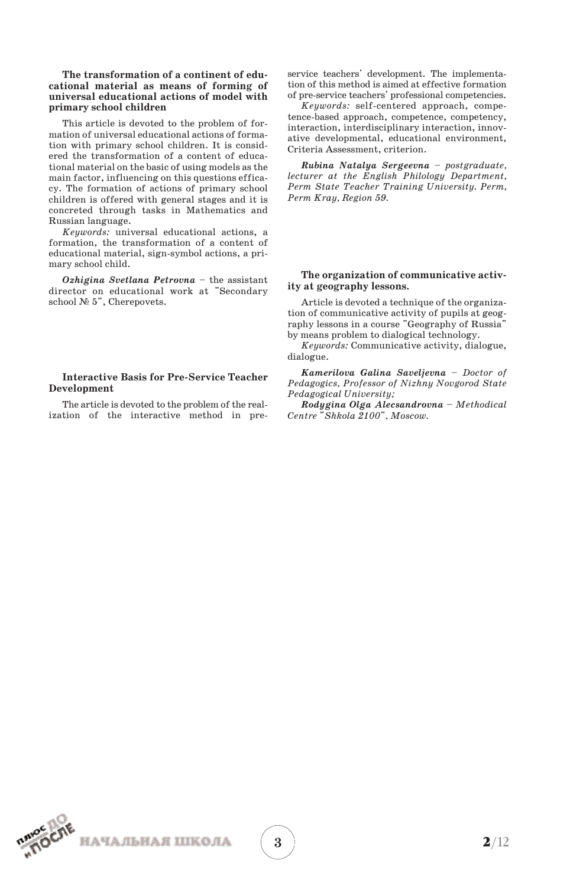**The transformation of a continent of educational material as means of forming of universal educational actions of model with primary school children**

This article is devoted to the problem of formation of universal educational actions of formation with primary school children. It is considered the transformation of a content of educational material on the basic of using models as the main factor, influencing on this questions efficacy. The formation of actions of primary school children is offered with general stages and it is concreted through tasks in Mathematics and Russian language.

*Keywords:* universal educational actions, a formation, the transformation of a content of educational material, sign-symbol actions, a primary school child.

***Ozhigina Svetlana Petrovna*** – the assistant director on educational work at "Secondary school № 5", Cherepovets.

**Interactive Basis for Pre-Service Teacher Development**

The article is devoted to the problem of the realization of the interactive method in pre-service teachers' development. The implementation of this method is aimed at effective formation of pre-service teachers' professional competencies.

*Keywords:* self-centered approach, competence-based approach, competence, competency, interaction, interdisciplinary interaction, innovative developmental, educational environment, Criteria Assessment, criterion.

***Rubina Natalya Sergeevna** – postgraduate, lecturer at the English Philology Department, Perm State Teacher Training University. Perm, Perm Kray, Region 59.*

**The organization of communicative activity at geography lessons.**

Article is devoted a technique of the organization of communicative activity of pupils at geography lessons in a course "Geography of Russia" by means problem to dialogical technology.

*Keywords:* Communicative activity, dialogue, dialogue.

***Kamerilova Galina Saveljevna** – Doctor of Pedagogics, Professor of Nizhny Novgorod State Pedagogical University;*

***Rodygina Olga Alecsandrovna** – Methodical Centre "Shkola 2100", Moscow.*